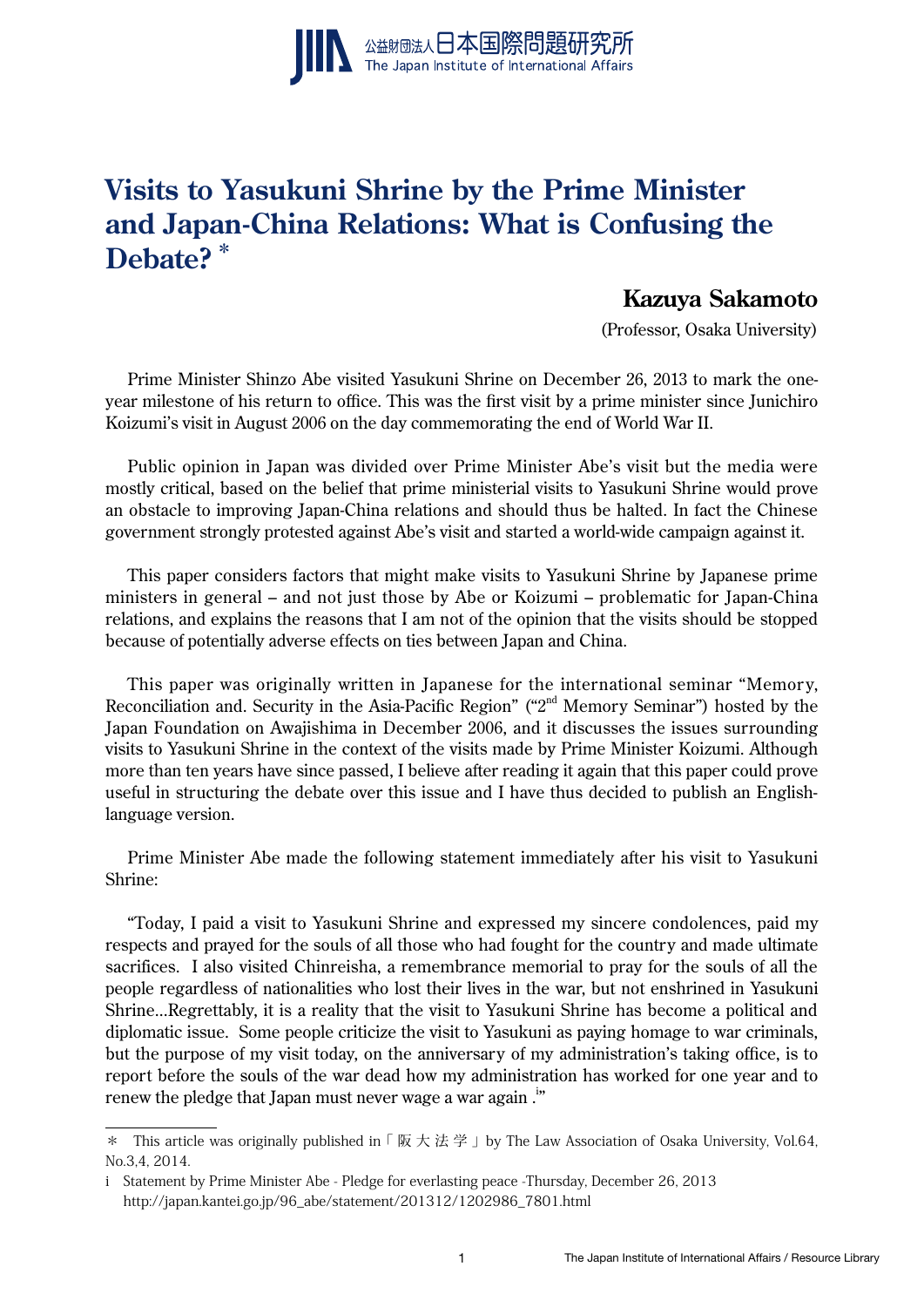# Visits to Yasukuni Shrine by the Prime Minister and Japan-China Relations: What is Confusing the Debate? *

**Kazuya Sakamoto**

(Professor, Osaka University)

Prime Minister Shinzo Abe visited Yasukuni Shrine on December 26, 2013 to mark the one-year milestone of his return to office. This was the first visit by a prime minister since Junichiro Koizumi's visit in August 2006 on the day commemorating the end of World War II.

Public opinion in Japan was divided over Prime Minister Abe's visit but the media were mostly critical, based on the belief that prime ministerial visits to Yasukuni Shrine would prove an obstacle to improving Japan-China relations and should thus be halted. In fact the Chinese government strongly protested against Abe's visit and started a world-wide campaign against it.

This paper considers factors that might make visits to Yasukuni Shrine by Japanese prime ministers in general – and not just those by Abe or Koizumi – problematic for Japan-China relations, and explains the reasons that I am not of the opinion that the visits should be stopped because of potentially adverse effects on ties between Japan and China.

This paper was originally written in Japanese for the international seminar "Memory, Reconciliation and. Security in the Asia-Pacific Region" ("2nd Memory Seminar") hosted by the Japan Foundation on Awajishima in December 2006, and it discusses the issues surrounding visits to Yasukuni Shrine in the context of the visits made by Prime Minister Koizumi. Although more than ten years have since passed, I believe after reading it again that this paper could prove useful in structuring the debate over this issue and I have thus decided to publish an English-language version.

Prime Minister Abe made the following statement immediately after his visit to Yasukuni Shrine:

"Today, I paid a visit to Yasukuni Shrine and expressed my sincere condolences, paid my respects and prayed for the souls of all those who had fought for the country and made ultimate sacrifices. I also visited Chinreisha, a remembrance memorial to pray for the souls of all the people regardless of nationalities who lost their lives in the war, but not enshrined in Yasukuni Shrine…Regrettably, it is a reality that the visit to Yasukuni Shrine has become a political and diplomatic issue. Some people criticize the visit to Yasukuni as paying homage to war criminals, but the purpose of my visit today, on the anniversary of my administration's taking office, is to report before the souls of the war dead how my administration has worked for one year and to renew the pledge that Japan must never wage a war again .[i]"

---

\* This article was originally published in「阪大法学」by The Law Association of Osaka University, Vol.64, No.3,4, 2014.

i Statement by Prime Minister Abe - Pledge for everlasting peace -Thursday, December 26, 2013 http://japan.kantei.go.jp/96_abe/statement/201312/1202986_7801.html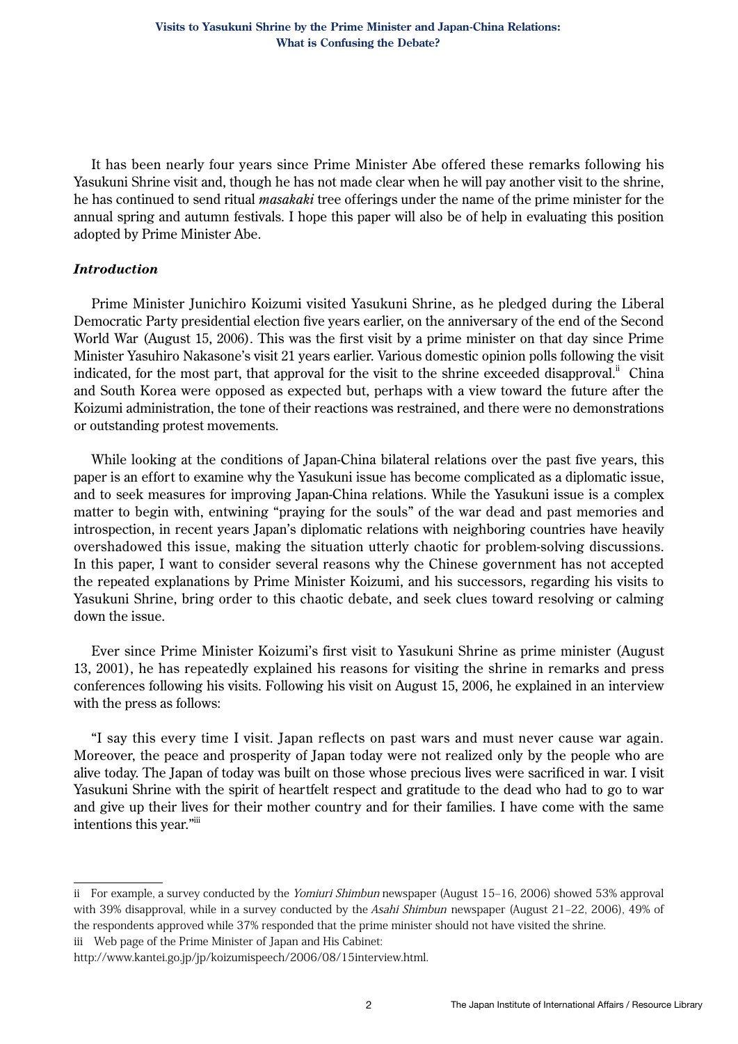It has been nearly four years since Prime Minister Abe offered these remarks following his Yasukuni Shrine visit and, though he has not made clear when he will pay another visit to the shrine, he has continued to send ritual *masakaki* tree offerings under the name of the prime minister for the annual spring and autumn festivals. I hope this paper will also be of help in evaluating this position adopted by Prime Minister Abe.

### *Introduction*

Prime Minister Junichiro Koizumi visited Yasukuni Shrine, as he pledged during the Liberal Democratic Party presidential election five years earlier, on the anniversary of the end of the Second World War (August 15, 2006). This was the first visit by a prime minister on that day since Prime Minister Yasuhiro Nakasone's visit 21 years earlier. Various domestic opinion polls following the visit indicated, for the most part, that approval for the visit to the shrine exceeded disapproval.[ii] China and South Korea were opposed as expected but, perhaps with a view toward the future after the Koizumi administration, the tone of their reactions was restrained, and there were no demonstrations or outstanding protest movements.

While looking at the conditions of Japan-China bilateral relations over the past five years, this paper is an effort to examine why the Yasukuni issue has become complicated as a diplomatic issue, and to seek measures for improving Japan-China relations. While the Yasukuni issue is a complex matter to begin with, entwining "praying for the souls" of the war dead and past memories and introspection, in recent years Japan's diplomatic relations with neighboring countries have heavily overshadowed this issue, making the situation utterly chaotic for problem-solving discussions. In this paper, I want to consider several reasons why the Chinese government has not accepted the repeated explanations by Prime Minister Koizumi, and his successors, regarding his visits to Yasukuni Shrine, bring order to this chaotic debate, and seek clues toward resolving or calming down the issue.

Ever since Prime Minister Koizumi's first visit to Yasukuni Shrine as prime minister (August 13, 2001), he has repeatedly explained his reasons for visiting the shrine in remarks and press conferences following his visits. Following his visit on August 15, 2006, he explained in an interview with the press as follows:

"I say this every time I visit. Japan reflects on past wars and must never cause war again. Moreover, the peace and prosperity of Japan today were not realized only by the people who are alive today. The Japan of today was built on those whose precious lives were sacrificed in war. I visit Yasukuni Shrine with the spirit of heartfelt respect and gratitude to the dead who had to go to war and give up their lives for their mother country and for their families. I have come with the same intentions this year."[iii]

---

ii For example, a survey conducted by the *Yomiuri Shimbun* newspaper (August 15–16, 2006) showed 53% approval with 39% disapproval, while in a survey conducted by the *Asahi Shimbun* newspaper (August 21–22, 2006), 49% of the respondents approved while 37% responded that the prime minister should not have visited the shrine.

iii Web page of the Prime Minister of Japan and His Cabinet: http://www.kantei.go.jp/jp/koizumispeech/2006/08/15interview.html.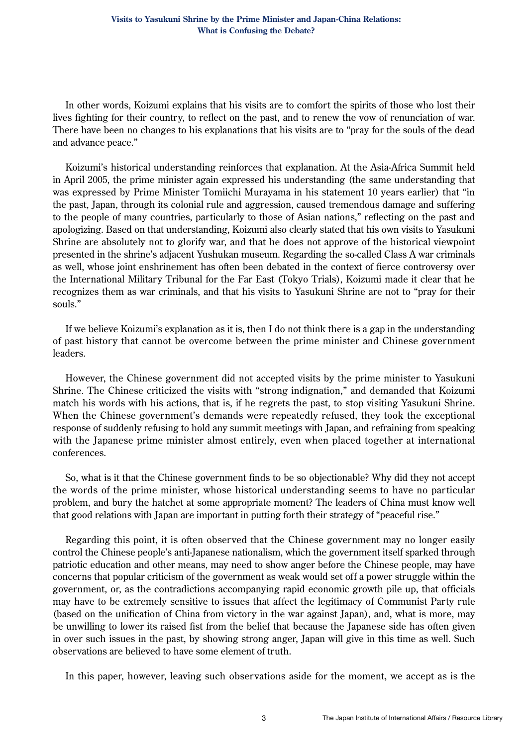In other words, Koizumi explains that his visits are to comfort the spirits of those who lost their lives fighting for their country, to reflect on the past, and to renew the vow of renunciation of war. There have been no changes to his explanations that his visits are to "pray for the souls of the dead and advance peace."

Koizumi's historical understanding reinforces that explanation. At the Asia-Africa Summit held in April 2005, the prime minister again expressed his understanding (the same understanding that was expressed by Prime Minister Tomiichi Murayama in his statement 10 years earlier) that "in the past, Japan, through its colonial rule and aggression, caused tremendous damage and suffering to the people of many countries, particularly to those of Asian nations," reflecting on the past and apologizing. Based on that understanding, Koizumi also clearly stated that his own visits to Yasukuni Shrine are absolutely not to glorify war, and that he does not approve of the historical viewpoint presented in the shrine's adjacent Yushukan museum. Regarding the so-called Class A war criminals as well, whose joint enshrinement has often been debated in the context of fierce controversy over the International Military Tribunal for the Far East (Tokyo Trials), Koizumi made it clear that he recognizes them as war criminals, and that his visits to Yasukuni Shrine are not to "pray for their souls."

If we believe Koizumi's explanation as it is, then I do not think there is a gap in the understanding of past history that cannot be overcome between the prime minister and Chinese government leaders.

However, the Chinese government did not accepted visits by the prime minister to Yasukuni Shrine. The Chinese criticized the visits with "strong indignation," and demanded that Koizumi match his words with his actions, that is, if he regrets the past, to stop visiting Yasukuni Shrine. When the Chinese government's demands were repeatedly refused, they took the exceptional response of suddenly refusing to hold any summit meetings with Japan, and refraining from speaking with the Japanese prime minister almost entirely, even when placed together at international conferences.

So, what is it that the Chinese government finds to be so objectionable? Why did they not accept the words of the prime minister, whose historical understanding seems to have no particular problem, and bury the hatchet at some appropriate moment? The leaders of China must know well that good relations with Japan are important in putting forth their strategy of "peaceful rise."

Regarding this point, it is often observed that the Chinese government may no longer easily control the Chinese people's anti-Japanese nationalism, which the government itself sparked through patriotic education and other means, may need to show anger before the Chinese people, may have concerns that popular criticism of the government as weak would set off a power struggle within the government, or, as the contradictions accompanying rapid economic growth pile up, that officials may have to be extremely sensitive to issues that affect the legitimacy of Communist Party rule (based on the unification of China from victory in the war against Japan), and, what is more, may be unwilling to lower its raised fist from the belief that because the Japanese side has often given in over such issues in the past, by showing strong anger, Japan will give in this time as well. Such observations are believed to have some element of truth.

In this paper, however, leaving such observations aside for the moment, we accept as is the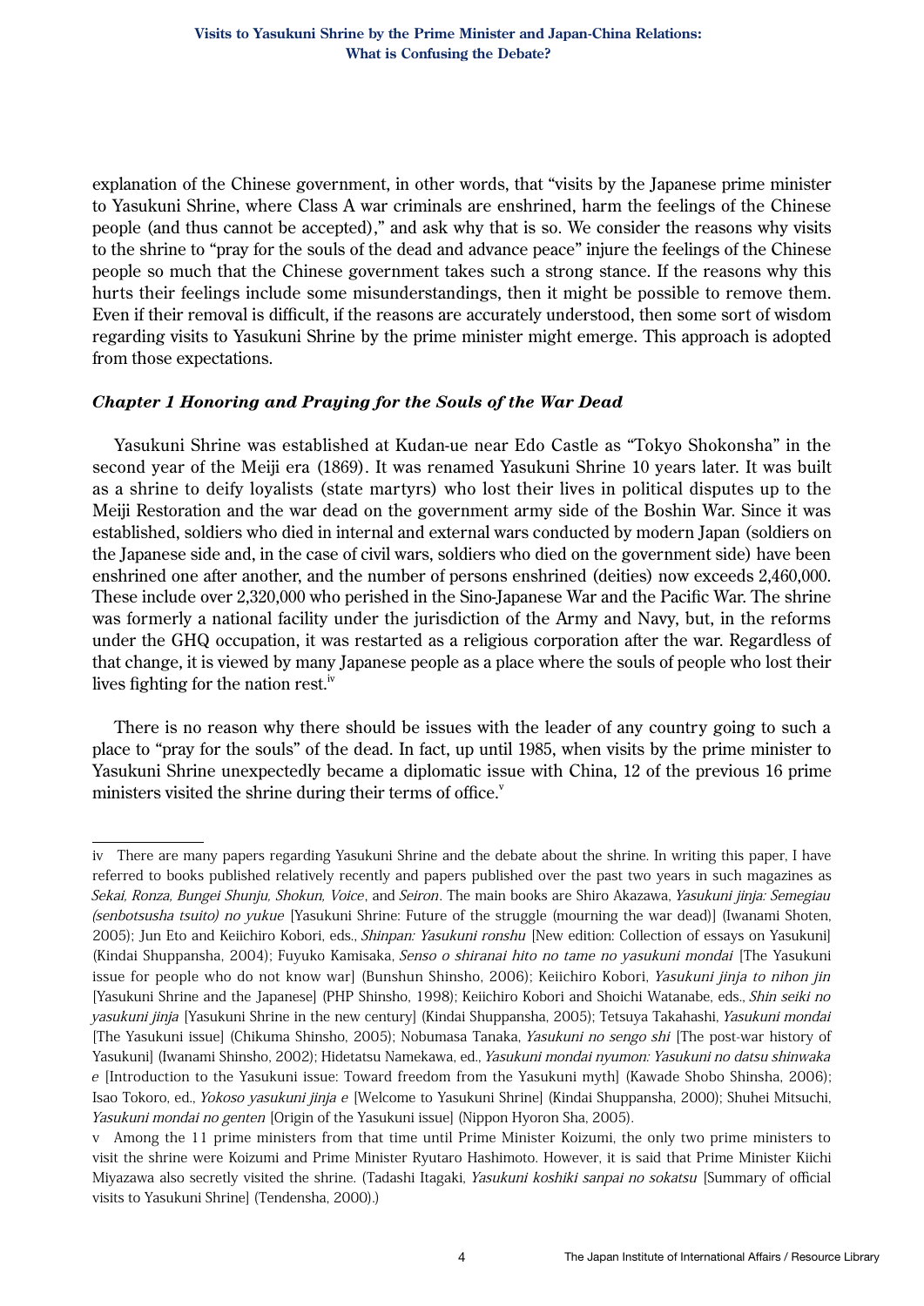explanation of the Chinese government, in other words, that "visits by the Japanese prime minister to Yasukuni Shrine, where Class A war criminals are enshrined, harm the feelings of the Chinese people (and thus cannot be accepted)," and ask why that is so. We consider the reasons why visits to the shrine to "pray for the souls of the dead and advance peace" injure the feelings of the Chinese people so much that the Chinese government takes such a strong stance. If the reasons why this hurts their feelings include some misunderstandings, then it might be possible to remove them. Even if their removal is difficult, if the reasons are accurately understood, then some sort of wisdom regarding visits to Yasukuni Shrine by the prime minister might emerge. This approach is adopted from those expectations.

### *Chapter 1 Honoring and Praying for the Souls of the War Dead*

Yasukuni Shrine was established at Kudan-ue near Edo Castle as "Tokyo Shokonsha" in the second year of the Meiji era (1869). It was renamed Yasukuni Shrine 10 years later. It was built as a shrine to deify loyalists (state martyrs) who lost their lives in political disputes up to the Meiji Restoration and the war dead on the government army side of the Boshin War. Since it was established, soldiers who died in internal and external wars conducted by modern Japan (soldiers on the Japanese side and, in the case of civil wars, soldiers who died on the government side) have been enshrined one after another, and the number of persons enshrined (deities) now exceeds 2,460,000. These include over 2,320,000 who perished in the Sino-Japanese War and the Pacific War. The shrine was formerly a national facility under the jurisdiction of the Army and Navy, but, in the reforms under the GHQ occupation, it was restarted as a religious corporation after the war. Regardless of that change, it is viewed by many Japanese people as a place where the souls of people who lost their lives fighting for the nation rest.[iv]

There is no reason why there should be issues with the leader of any country going to such a place to "pray for the souls" of the dead. In fact, up until 1985, when visits by the prime minister to Yasukuni Shrine unexpectedly became a diplomatic issue with China, 12 of the previous 16 prime ministers visited the shrine during their terms of office.[v]

---

iv There are many papers regarding Yasukuni Shrine and the debate about the shrine. In writing this paper, I have referred to books published relatively recently and papers published over the past two years in such magazines as *Sekai, Ronza, Bungei Shunju, Shokun, Voice*, and *Seiron*. The main books are Shiro Akazawa, *Yasukuni jinja: Semegiau (senbotsusha tsuito) no yukue* [Yasukuni Shrine: Future of the struggle (mourning the war dead)] (Iwanami Shoten, 2005); Jun Eto and Keiichiro Kobori, eds., *Shinpan: Yasukuni ronshu* [New edition: Collection of essays on Yasukuni] (Kindai Shuppansha, 2004); Fuyuko Kamisaka, *Senso o shiranai hito no tame no yasukuni mondai* [The Yasukuni issue for people who do not know war] (Bunshun Shinsho, 2006); Keiichiro Kobori, *Yasukuni jinja to nihon jin* [Yasukuni Shrine and the Japanese] (PHP Shinsho, 1998); Keiichiro Kobori and Shoichi Watanabe, eds., *Shin seiki no yasukuni jinja* [Yasukuni Shrine in the new century] (Kindai Shuppansha, 2005); Tetsuya Takahashi, *Yasukuni mondai* [The Yasukuni issue] (Chikuma Shinsho, 2005); Nobumasa Tanaka, *Yasukuni no sengo shi* [The post-war history of Yasukuni] (Iwanami Shinsho, 2002); Hidetatsu Namekawa, ed., *Yasukuni mondai nyumon: Yasukuni no datsu shinwaka e* [Introduction to the Yasukuni issue: Toward freedom from the Yasukuni myth] (Kawade Shobo Shinsha, 2006); Isao Tokoro, ed., *Yokoso yasukuni jinja e* [Welcome to Yasukuni Shrine] (Kindai Shuppansha, 2000); Shuhei Mitsuchi, *Yasukuni mondai no genten* [Origin of the Yasukuni issue] (Nippon Hyoron Sha, 2005).

v Among the 11 prime ministers from that time until Prime Minister Koizumi, the only two prime ministers to visit the shrine were Koizumi and Prime Minister Ryutaro Hashimoto. However, it is said that Prime Minister Kiichi Miyazawa also secretly visited the shrine. (Tadashi Itagaki, *Yasukuni koshiki sanpai no sokatsu* [Summary of official visits to Yasukuni Shrine] (Tendensha, 2000).)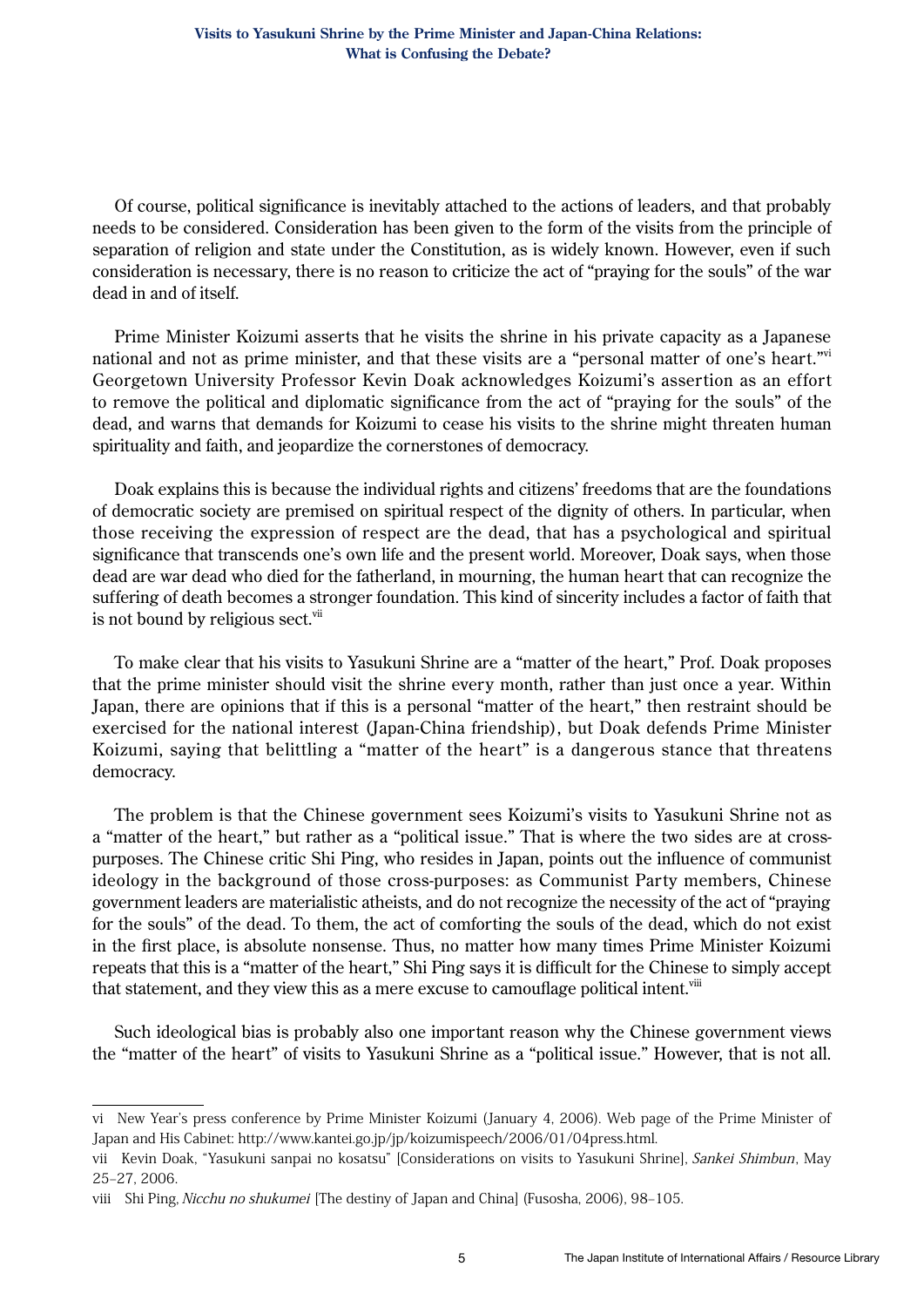Of course, political significance is inevitably attached to the actions of leaders, and that probably needs to be considered. Consideration has been given to the form of the visits from the principle of separation of religion and state under the Constitution, as is widely known. However, even if such consideration is necessary, there is no reason to criticize the act of "praying for the souls" of the war dead in and of itself.

Prime Minister Koizumi asserts that he visits the shrine in his private capacity as a Japanese national and not as prime minister, and that these visits are a "personal matter of one's heart."[vi] Georgetown University Professor Kevin Doak acknowledges Koizumi's assertion as an effort to remove the political and diplomatic significance from the act of "praying for the souls" of the dead, and warns that demands for Koizumi to cease his visits to the shrine might threaten human spirituality and faith, and jeopardize the cornerstones of democracy.

Doak explains this is because the individual rights and citizens' freedoms that are the foundations of democratic society are premised on spiritual respect of the dignity of others. In particular, when those receiving the expression of respect are the dead, that has a psychological and spiritual significance that transcends one's own life and the present world. Moreover, Doak says, when those dead are war dead who died for the fatherland, in mourning, the human heart that can recognize the suffering of death becomes a stronger foundation. This kind of sincerity includes a factor of faith that is not bound by religious sect.[vii]

To make clear that his visits to Yasukuni Shrine are a "matter of the heart," Prof. Doak proposes that the prime minister should visit the shrine every month, rather than just once a year. Within Japan, there are opinions that if this is a personal "matter of the heart," then restraint should be exercised for the national interest (Japan-China friendship), but Doak defends Prime Minister Koizumi, saying that belittling a "matter of the heart" is a dangerous stance that threatens democracy.

The problem is that the Chinese government sees Koizumi's visits to Yasukuni Shrine not as a "matter of the heart," but rather as a "political issue." That is where the two sides are at cross-purposes. The Chinese critic Shi Ping, who resides in Japan, points out the influence of communist ideology in the background of those cross-purposes: as Communist Party members, Chinese government leaders are materialistic atheists, and do not recognize the necessity of the act of "praying for the souls" of the dead. To them, the act of comforting the souls of the dead, which do not exist in the first place, is absolute nonsense. Thus, no matter how many times Prime Minister Koizumi repeats that this is a "matter of the heart," Shi Ping says it is difficult for the Chinese to simply accept that statement, and they view this as a mere excuse to camouflage political intent.[viii]

Such ideological bias is probably also one important reason why the Chinese government views the "matter of the heart" of visits to Yasukuni Shrine as a "political issue." However, that is not all.

---

vi New Year's press conference by Prime Minister Koizumi (January 4, 2006). Web page of the Prime Minister of Japan and His Cabinet: http://www.kantei.go.jp/jp/koizumispeech/2006/01/04press.html.

vii Kevin Doak, "Yasukuni sanpai no kosatsu" [Considerations on visits to Yasukuni Shrine], *Sankei Shimbun*, May 25–27, 2006.

viii Shi Ping, *Nicchu no shukumei* [The destiny of Japan and China] (Fusosha, 2006), 98–105.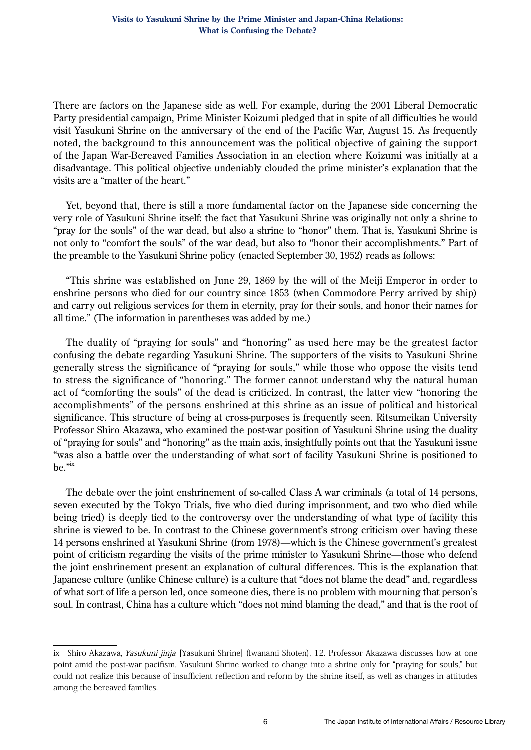There are factors on the Japanese side as well. For example, during the 2001 Liberal Democratic Party presidential campaign, Prime Minister Koizumi pledged that in spite of all difficulties he would visit Yasukuni Shrine on the anniversary of the end of the Pacific War, August 15. As frequently noted, the background to this announcement was the political objective of gaining the support of the Japan War-Bereaved Families Association in an election where Koizumi was initially at a disadvantage. This political objective undeniably clouded the prime minister's explanation that the visits are a "matter of the heart."

Yet, beyond that, there is still a more fundamental factor on the Japanese side concerning the very role of Yasukuni Shrine itself: the fact that Yasukuni Shrine was originally not only a shrine to "pray for the souls" of the war dead, but also a shrine to "honor" them. That is, Yasukuni Shrine is not only to "comfort the souls" of the war dead, but also to "honor their accomplishments." Part of the preamble to the Yasukuni Shrine policy (enacted September 30, 1952) reads as follows:

"This shrine was established on June 29, 1869 by the will of the Meiji Emperor in order to enshrine persons who died for our country since 1853 (when Commodore Perry arrived by ship) and carry out religious services for them in eternity, pray for their souls, and honor their names for all time." (The information in parentheses was added by me.)

The duality of "praying for souls" and "honoring" as used here may be the greatest factor confusing the debate regarding Yasukuni Shrine. The supporters of the visits to Yasukuni Shrine generally stress the significance of "praying for souls," while those who oppose the visits tend to stress the significance of "honoring." The former cannot understand why the natural human act of "comforting the souls" of the dead is criticized. In contrast, the latter view "honoring the accomplishments" of the persons enshrined at this shrine as an issue of political and historical significance. This structure of being at cross-purposes is frequently seen. Ritsumeikan University Professor Shiro Akazawa, who examined the post-war position of Yasukuni Shrine using the duality of "praying for souls" and "honoring" as the main axis, insightfully points out that the Yasukuni issue "was also a battle over the understanding of what sort of facility Yasukuni Shrine is positioned to be."[ix]

The debate over the joint enshrinement of so-called Class A war criminals (a total of 14 persons, seven executed by the Tokyo Trials, five who died during imprisonment, and two who died while being tried) is deeply tied to the controversy over the understanding of what type of facility this shrine is viewed to be. In contrast to the Chinese government's strong criticism over having these 14 persons enshrined at Yasukuni Shrine (from 1978)—which is the Chinese government's greatest point of criticism regarding the visits of the prime minister to Yasukuni Shrine—those who defend the joint enshrinement present an explanation of cultural differences. This is the explanation that Japanese culture (unlike Chinese culture) is a culture that "does not blame the dead" and, regardless of what sort of life a person led, once someone dies, there is no problem with mourning that person's soul. In contrast, China has a culture which "does not mind blaming the dead," and that is the root of

---

ix Shiro Akazawa, *Yasukuni jinja* [Yasukuni Shrine] (Iwanami Shoten), 12. Professor Akazawa discusses how at one point amid the post-war pacifism, Yasukuni Shrine worked to change into a shrine only for "praying for souls," but could not realize this because of insufficient reflection and reform by the shrine itself, as well as changes in attitudes among the bereaved families.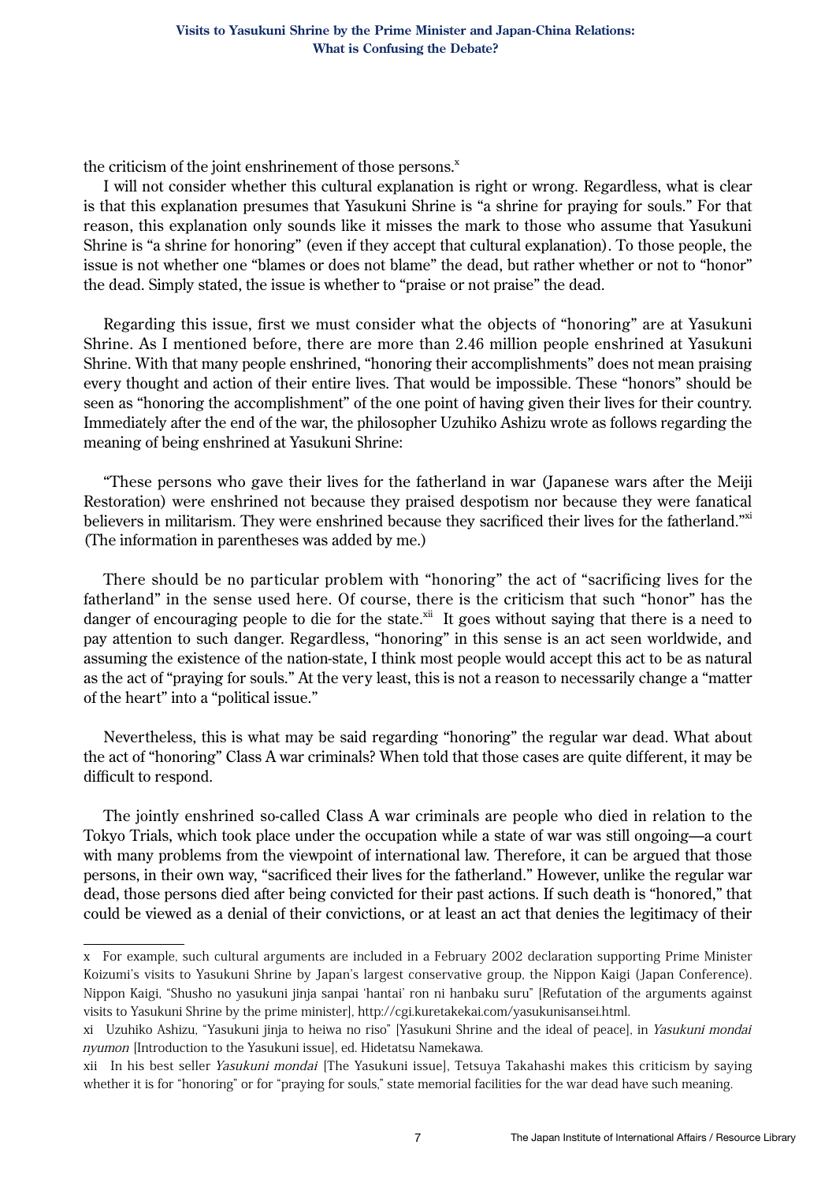the criticism of the joint enshrinement of those persons.[x]

I will not consider whether this cultural explanation is right or wrong. Regardless, what is clear is that this explanation presumes that Yasukuni Shrine is "a shrine for praying for souls." For that reason, this explanation only sounds like it misses the mark to those who assume that Yasukuni Shrine is "a shrine for honoring" (even if they accept that cultural explanation). To those people, the issue is not whether one "blames or does not blame" the dead, but rather whether or not to "honor" the dead. Simply stated, the issue is whether to "praise or not praise" the dead.

Regarding this issue, first we must consider what the objects of "honoring" are at Yasukuni Shrine. As I mentioned before, there are more than 2.46 million people enshrined at Yasukuni Shrine. With that many people enshrined, "honoring their accomplishments" does not mean praising every thought and action of their entire lives. That would be impossible. These "honors" should be seen as "honoring the accomplishment" of the one point of having given their lives for their country. Immediately after the end of the war, the philosopher Uzuhiko Ashizu wrote as follows regarding the meaning of being enshrined at Yasukuni Shrine:

"These persons who gave their lives for the fatherland in war (Japanese wars after the Meiji Restoration) were enshrined not because they praised despotism nor because they were fanatical believers in militarism. They were enshrined because they sacrificed their lives for the fatherland."[xi] (The information in parentheses was added by me.)

There should be no particular problem with "honoring" the act of "sacrificing lives for the fatherland" in the sense used here. Of course, there is the criticism that such "honor" has the danger of encouraging people to die for the state.[xii] It goes without saying that there is a need to pay attention to such danger. Regardless, "honoring" in this sense is an act seen worldwide, and assuming the existence of the nation-state, I think most people would accept this act to be as natural as the act of "praying for souls." At the very least, this is not a reason to necessarily change a "matter of the heart" into a "political issue."

Nevertheless, this is what may be said regarding "honoring" the regular war dead. What about the act of "honoring" Class A war criminals? When told that those cases are quite different, it may be difficult to respond.

The jointly enshrined so-called Class A war criminals are people who died in relation to the Tokyo Trials, which took place under the occupation while a state of war was still ongoing—a court with many problems from the viewpoint of international law. Therefore, it can be argued that those persons, in their own way, "sacrificed their lives for the fatherland." However, unlike the regular war dead, those persons died after being convicted for their past actions. If such death is "honored," that could be viewed as a denial of their convictions, or at least an act that denies the legitimacy of their

---

x For example, such cultural arguments are included in a February 2002 declaration supporting Prime Minister Koizumi's visits to Yasukuni Shrine by Japan's largest conservative group, the Nippon Kaigi (Japan Conference). Nippon Kaigi, "Shusho no yasukuni jinja sanpai 'hantai' ron ni hanbaku suru" [Refutation of the arguments against visits to Yasukuni Shrine by the prime minister], http://cgi.kuretakekai.com/yasukunisansei.html.

xi Uzuhiko Ashizu, "Yasukuni jinja to heiwa no riso" [Yasukuni Shrine and the ideal of peace], in *Yasukuni mondai nyumon* [Introduction to the Yasukuni issue], ed. Hidetatsu Namekawa.

xii In his best seller *Yasukuni mondai* [The Yasukuni issue], Tetsuya Takahashi makes this criticism by saying whether it is for "honoring" or for "praying for souls," state memorial facilities for the war dead have such meaning.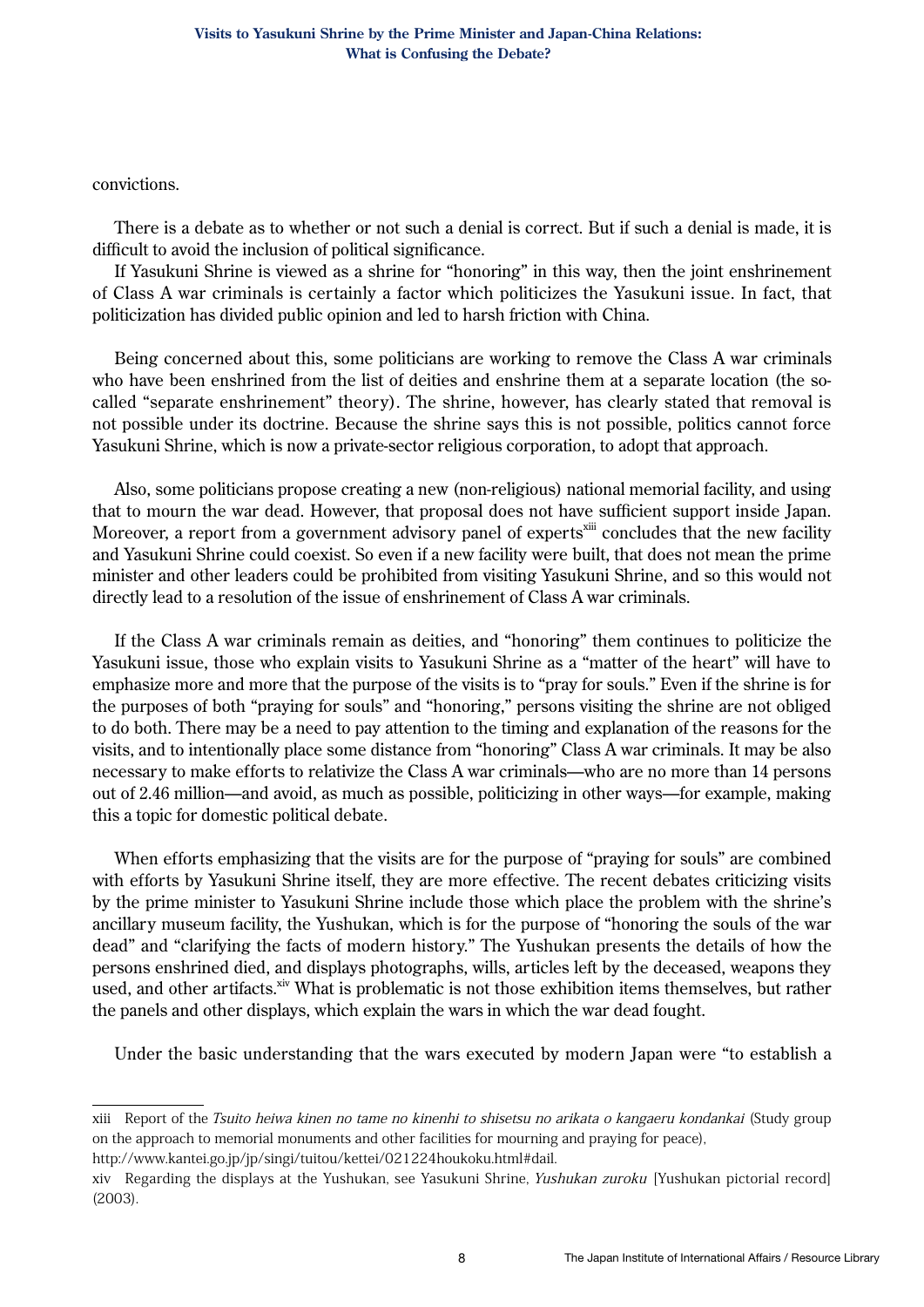convictions.

There is a debate as to whether or not such a denial is correct. But if such a denial is made, it is difficult to avoid the inclusion of political significance.

If Yasukuni Shrine is viewed as a shrine for "honoring" in this way, then the joint enshrinement of Class A war criminals is certainly a factor which politicizes the Yasukuni issue. In fact, that politicization has divided public opinion and led to harsh friction with China.

Being concerned about this, some politicians are working to remove the Class A war criminals who have been enshrined from the list of deities and enshrine them at a separate location (the so-called "separate enshrinement" theory). The shrine, however, has clearly stated that removal is not possible under its doctrine. Because the shrine says this is not possible, politics cannot force Yasukuni Shrine, which is now a private-sector religious corporation, to adopt that approach.

Also, some politicians propose creating a new (non-religious) national memorial facility, and using that to mourn the war dead. However, that proposal does not have sufficient support inside Japan. Moreover, a report from a government advisory panel of experts[xiii] concludes that the new facility and Yasukuni Shrine could coexist. So even if a new facility were built, that does not mean the prime minister and other leaders could be prohibited from visiting Yasukuni Shrine, and so this would not directly lead to a resolution of the issue of enshrinement of Class A war criminals.

If the Class A war criminals remain as deities, and "honoring" them continues to politicize the Yasukuni issue, those who explain visits to Yasukuni Shrine as a "matter of the heart" will have to emphasize more and more that the purpose of the visits is to "pray for souls." Even if the shrine is for the purposes of both "praying for souls" and "honoring," persons visiting the shrine are not obliged to do both. There may be a need to pay attention to the timing and explanation of the reasons for the visits, and to intentionally place some distance from "honoring" Class A war criminals. It may be also necessary to make efforts to relativize the Class A war criminals—who are no more than 14 persons out of 2.46 million—and avoid, as much as possible, politicizing in other ways—for example, making this a topic for domestic political debate.

When efforts emphasizing that the visits are for the purpose of "praying for souls" are combined with efforts by Yasukuni Shrine itself, they are more effective. The recent debates criticizing visits by the prime minister to Yasukuni Shrine include those which place the problem with the shrine's ancillary museum facility, the Yushukan, which is for the purpose of "honoring the souls of the war dead" and "clarifying the facts of modern history." The Yushukan presents the details of how the persons enshrined died, and displays photographs, wills, articles left by the deceased, weapons they used, and other artifacts.[xiv] What is problematic is not those exhibition items themselves, but rather the panels and other displays, which explain the wars in which the war dead fought.

Under the basic understanding that the wars executed by modern Japan were "to establish a

---

xiii Report of the *Tsuito heiwa kinen no tame no kinenhi to shisetsu no arikata o kangaeru kondankai* (Study group on the approach to memorial monuments and other facilities for mourning and praying for peace), http://www.kantei.go.jp/jp/singi/tuitou/kettei/021224houkoku.html#dail.

xiv Regarding the displays at the Yushukan, see Yasukuni Shrine, *Yushukan zuroku* [Yushukan pictorial record] (2003).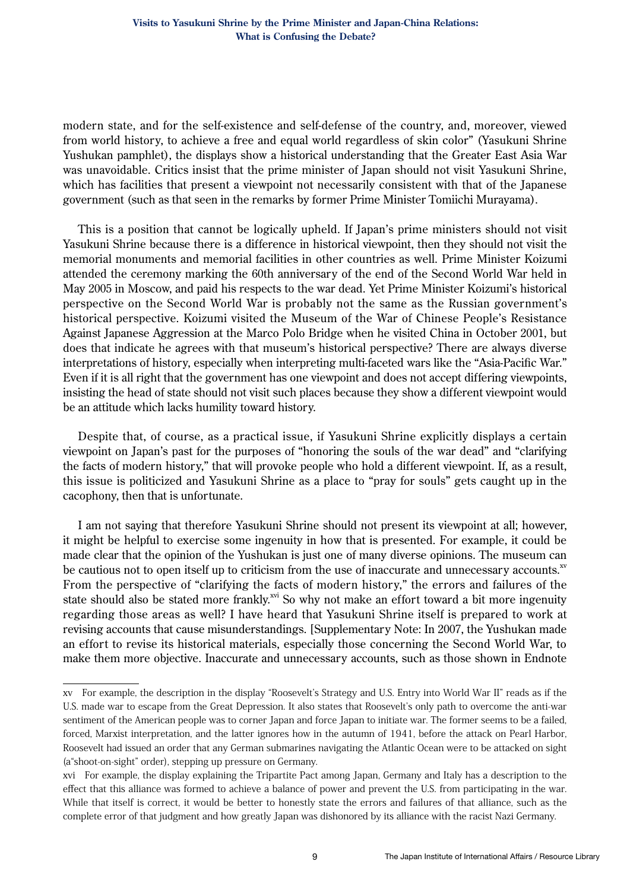modern state, and for the self-existence and self-defense of the country, and, moreover, viewed from world history, to achieve a free and equal world regardless of skin color" (Yasukuni Shrine Yushukan pamphlet), the displays show a historical understanding that the Greater East Asia War was unavoidable. Critics insist that the prime minister of Japan should not visit Yasukuni Shrine, which has facilities that present a viewpoint not necessarily consistent with that of the Japanese government (such as that seen in the remarks by former Prime Minister Tomiichi Murayama).

This is a position that cannot be logically upheld. If Japan's prime ministers should not visit Yasukuni Shrine because there is a difference in historical viewpoint, then they should not visit the memorial monuments and memorial facilities in other countries as well. Prime Minister Koizumi attended the ceremony marking the 60th anniversary of the end of the Second World War held in May 2005 in Moscow, and paid his respects to the war dead. Yet Prime Minister Koizumi's historical perspective on the Second World War is probably not the same as the Russian government's historical perspective. Koizumi visited the Museum of the War of Chinese People's Resistance Against Japanese Aggression at the Marco Polo Bridge when he visited China in October 2001, but does that indicate he agrees with that museum's historical perspective? There are always diverse interpretations of history, especially when interpreting multi-faceted wars like the "Asia-Pacific War." Even if it is all right that the government has one viewpoint and does not accept differing viewpoints, insisting the head of state should not visit such places because they show a different viewpoint would be an attitude which lacks humility toward history.

Despite that, of course, as a practical issue, if Yasukuni Shrine explicitly displays a certain viewpoint on Japan's past for the purposes of "honoring the souls of the war dead" and "clarifying the facts of modern history," that will provoke people who hold a different viewpoint. If, as a result, this issue is politicized and Yasukuni Shrine as a place to "pray for souls" gets caught up in the cacophony, then that is unfortunate.

I am not saying that therefore Yasukuni Shrine should not present its viewpoint at all; however, it might be helpful to exercise some ingenuity in how that is presented. For example, it could be made clear that the opinion of the Yushukan is just one of many diverse opinions. The museum can be cautious not to open itself up to criticism from the use of inaccurate and unnecessary accounts.[xv] From the perspective of "clarifying the facts of modern history," the errors and failures of the state should also be stated more frankly.[xvi] So why not make an effort toward a bit more ingenuity regarding those areas as well? I have heard that Yasukuni Shrine itself is prepared to work at revising accounts that cause misunderstandings. [Supplementary Note: In 2007, the Yushukan made an effort to revise its historical materials, especially those concerning the Second World War, to make them more objective. Inaccurate and unnecessary accounts, such as those shown in Endnote

---

xv For example, the description in the display "Roosevelt's Strategy and U.S. Entry into World War II" reads as if the U.S. made war to escape from the Great Depression. It also states that Roosevelt's only path to overcome the anti-war sentiment of the American people was to corner Japan and force Japan to initiate war. The former seems to be a failed, forced, Marxist interpretation, and the latter ignores how in the autumn of 1941, before the attack on Pearl Harbor, Roosevelt had issued an order that any German submarines navigating the Atlantic Ocean were to be attacked on sight (a"shoot-on-sight" order), stepping up pressure on Germany.

xvi For example, the display explaining the Tripartite Pact among Japan, Germany and Italy has a description to the effect that this alliance was formed to achieve a balance of power and prevent the U.S. from participating in the war. While that itself is correct, it would be better to honestly state the errors and failures of that alliance, such as the complete error of that judgment and how greatly Japan was dishonored by its alliance with the racist Nazi Germany.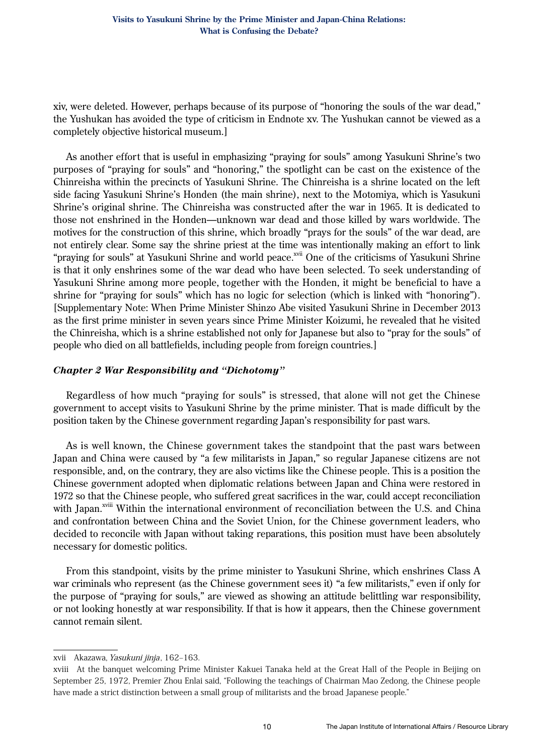xiv, were deleted. However, perhaps because of its purpose of "honoring the souls of the war dead," the Yushukan has avoided the type of criticism in Endnote xv. The Yushukan cannot be viewed as a completely objective historical museum.]

As another effort that is useful in emphasizing "praying for souls" among Yasukuni Shrine's two purposes of "praying for souls" and "honoring," the spotlight can be cast on the existence of the Chinreisha within the precincts of Yasukuni Shrine. The Chinreisha is a shrine located on the left side facing Yasukuni Shrine's Honden (the main shrine), next to the Motomiya, which is Yasukuni Shrine's original shrine. The Chinreisha was constructed after the war in 1965. It is dedicated to those not enshrined in the Honden—unknown war dead and those killed by wars worldwide. The motives for the construction of this shrine, which broadly "prays for the souls" of the war dead, are not entirely clear. Some say the shrine priest at the time was intentionally making an effort to link "praying for souls" at Yasukuni Shrine and world peace.[xvii] One of the criticisms of Yasukuni Shrine is that it only enshrines some of the war dead who have been selected. To seek understanding of Yasukuni Shrine among more people, together with the Honden, it might be beneficial to have a shrine for "praying for souls" which has no logic for selection (which is linked with "honoring"). [Supplementary Note: When Prime Minister Shinzo Abe visited Yasukuni Shrine in December 2013 as the first prime minister in seven years since Prime Minister Koizumi, he revealed that he visited the Chinreisha, which is a shrine established not only for Japanese but also to "pray for the souls" of people who died on all battlefields, including people from foreign countries.]

### *Chapter 2 War Responsibility and "Dichotomy"*

Regardless of how much "praying for souls" is stressed, that alone will not get the Chinese government to accept visits to Yasukuni Shrine by the prime minister. That is made difficult by the position taken by the Chinese government regarding Japan's responsibility for past wars.

As is well known, the Chinese government takes the standpoint that the past wars between Japan and China were caused by "a few militarists in Japan," so regular Japanese citizens are not responsible, and, on the contrary, they are also victims like the Chinese people. This is a position the Chinese government adopted when diplomatic relations between Japan and China were restored in 1972 so that the Chinese people, who suffered great sacrifices in the war, could accept reconciliation with Japan.[xviii] Within the international environment of reconciliation between the U.S. and China and confrontation between China and the Soviet Union, for the Chinese government leaders, who decided to reconcile with Japan without taking reparations, this position must have been absolutely necessary for domestic politics.

From this standpoint, visits by the prime minister to Yasukuni Shrine, which enshrines Class A war criminals who represent (as the Chinese government sees it) "a few militarists," even if only for the purpose of "praying for souls," are viewed as showing an attitude belittling war responsibility, or not looking honestly at war responsibility. If that is how it appears, then the Chinese government cannot remain silent.

---

xvii Akazawa, *Yasukuni jinja*, 162–163.

xviii At the banquet welcoming Prime Minister Kakuei Tanaka held at the Great Hall of the People in Beijing on September 25, 1972, Premier Zhou Enlai said, "Following the teachings of Chairman Mao Zedong, the Chinese people have made a strict distinction between a small group of militarists and the broad Japanese people."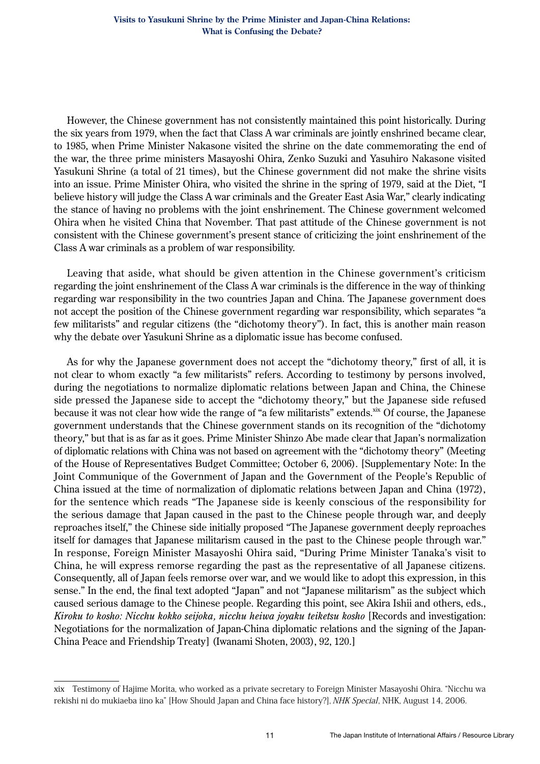However, the Chinese government has not consistently maintained this point historically. During the six years from 1979, when the fact that Class A war criminals are jointly enshrined became clear, to 1985, when Prime Minister Nakasone visited the shrine on the date commemorating the end of the war, the three prime ministers Masayoshi Ohira, Zenko Suzuki and Yasuhiro Nakasone visited Yasukuni Shrine (a total of 21 times), but the Chinese government did not make the shrine visits into an issue. Prime Minister Ohira, who visited the shrine in the spring of 1979, said at the Diet, "I believe history will judge the Class A war criminals and the Greater East Asia War," clearly indicating the stance of having no problems with the joint enshrinement. The Chinese government welcomed Ohira when he visited China that November. That past attitude of the Chinese government is not consistent with the Chinese government's present stance of criticizing the joint enshrinement of the Class A war criminals as a problem of war responsibility.

Leaving that aside, what should be given attention in the Chinese government's criticism regarding the joint enshrinement of the Class A war criminals is the difference in the way of thinking regarding war responsibility in the two countries Japan and China. The Japanese government does not accept the position of the Chinese government regarding war responsibility, which separates "a few militarists" and regular citizens (the "dichotomy theory"). In fact, this is another main reason why the debate over Yasukuni Shrine as a diplomatic issue has become confused.

As for why the Japanese government does not accept the "dichotomy theory," first of all, it is not clear to whom exactly "a few militarists" refers. According to testimony by persons involved, during the negotiations to normalize diplomatic relations between Japan and China, the Chinese side pressed the Japanese side to accept the "dichotomy theory," but the Japanese side refused because it was not clear how wide the range of "a few militarists" extends.[xix] Of course, the Japanese government understands that the Chinese government stands on its recognition of the "dichotomy theory," but that is as far as it goes. Prime Minister Shinzo Abe made clear that Japan's normalization of diplomatic relations with China was not based on agreement with the "dichotomy theory" (Meeting of the House of Representatives Budget Committee; October 6, 2006). [Supplementary Note: In the Joint Communique of the Government of Japan and the Government of the People's Republic of China issued at the time of normalization of diplomatic relations between Japan and China (1972), for the sentence which reads "The Japanese side is keenly conscious of the responsibility for the serious damage that Japan caused in the past to the Chinese people through war, and deeply reproaches itself," the Chinese side initially proposed "The Japanese government deeply reproaches itself for damages that Japanese militarism caused in the past to the Chinese people through war." In response, Foreign Minister Masayoshi Ohira said, "During Prime Minister Tanaka's visit to China, he will express remorse regarding the past as the representative of all Japanese citizens. Consequently, all of Japan feels remorse over war, and we would like to adopt this expression, in this sense." In the end, the final text adopted "Japan" and not "Japanese militarism" as the subject which caused serious damage to the Chinese people. Regarding this point, see Akira Ishii and others, eds., *Kiroku to kosho: Nicchu kokko seijoka, nicchu heiwa joyaku teiketsu kosho* [Records and investigation: Negotiations for the normalization of Japan-China diplomatic relations and the signing of the Japan-China Peace and Friendship Treaty] (Iwanami Shoten, 2003), 92, 120.]

---

xix Testimony of Hajime Morita, who worked as a private secretary to Foreign Minister Masayoshi Ohira. "Nicchu wa rekishi ni do mukiaeba iino ka" [How Should Japan and China face history?], *NHK Special*, NHK, August 14, 2006.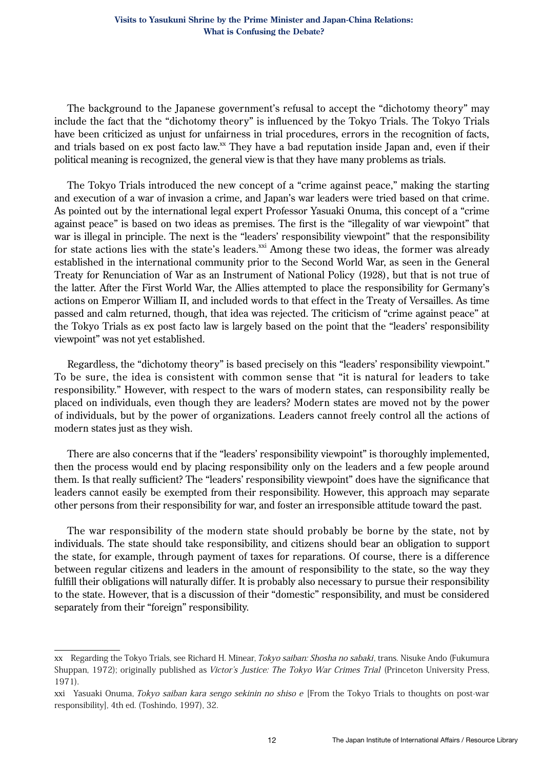The background to the Japanese government's refusal to accept the "dichotomy theory" may include the fact that the "dichotomy theory" is influenced by the Tokyo Trials. The Tokyo Trials have been criticized as unjust for unfairness in trial procedures, errors in the recognition of facts, and trials based on ex post facto law.[xx] They have a bad reputation inside Japan and, even if their political meaning is recognized, the general view is that they have many problems as trials.

The Tokyo Trials introduced the new concept of a "crime against peace," making the starting and execution of a war of invasion a crime, and Japan's war leaders were tried based on that crime. As pointed out by the international legal expert Professor Yasuaki Onuma, this concept of a "crime against peace" is based on two ideas as premises. The first is the "illegality of war viewpoint" that war is illegal in principle. The next is the "leaders' responsibility viewpoint" that the responsibility for state actions lies with the state's leaders.[xxi] Among these two ideas, the former was already established in the international community prior to the Second World War, as seen in the General Treaty for Renunciation of War as an Instrument of National Policy (1928), but that is not true of the latter. After the First World War, the Allies attempted to place the responsibility for Germany's actions on Emperor William II, and included words to that effect in the Treaty of Versailles. As time passed and calm returned, though, that idea was rejected. The criticism of "crime against peace" at the Tokyo Trials as ex post facto law is largely based on the point that the "leaders' responsibility viewpoint" was not yet established.

Regardless, the "dichotomy theory" is based precisely on this "leaders' responsibility viewpoint." To be sure, the idea is consistent with common sense that "it is natural for leaders to take responsibility." However, with respect to the wars of modern states, can responsibility really be placed on individuals, even though they are leaders? Modern states are moved not by the power of individuals, but by the power of organizations. Leaders cannot freely control all the actions of modern states just as they wish.

There are also concerns that if the "leaders' responsibility viewpoint" is thoroughly implemented, then the process would end by placing responsibility only on the leaders and a few people around them. Is that really sufficient? The "leaders' responsibility viewpoint" does have the significance that leaders cannot easily be exempted from their responsibility. However, this approach may separate other persons from their responsibility for war, and foster an irresponsible attitude toward the past.

The war responsibility of the modern state should probably be borne by the state, not by individuals. The state should take responsibility, and citizens should bear an obligation to support the state, for example, through payment of taxes for reparations. Of course, there is a difference between regular citizens and leaders in the amount of responsibility to the state, so the way they fulfill their obligations will naturally differ. It is probably also necessary to pursue their responsibility to the state. However, that is a discussion of their "domestic" responsibility, and must be considered separately from their "foreign" responsibility.

---

xx Regarding the Tokyo Trials, see Richard H. Minear, *Tokyo saiban: Shosha no sabaki*, trans. Nisuke Ando (Fukumura Shuppan, 1972); originally published as *Victor's Justice: The Tokyo War Crimes Trial* (Princeton University Press, 1971).

xxi Yasuaki Onuma, *Tokyo saiban kara sengo sekinin no shiso e* [From the Tokyo Trials to thoughts on post-war responsibility], 4th ed. (Toshindo, 1997), 32.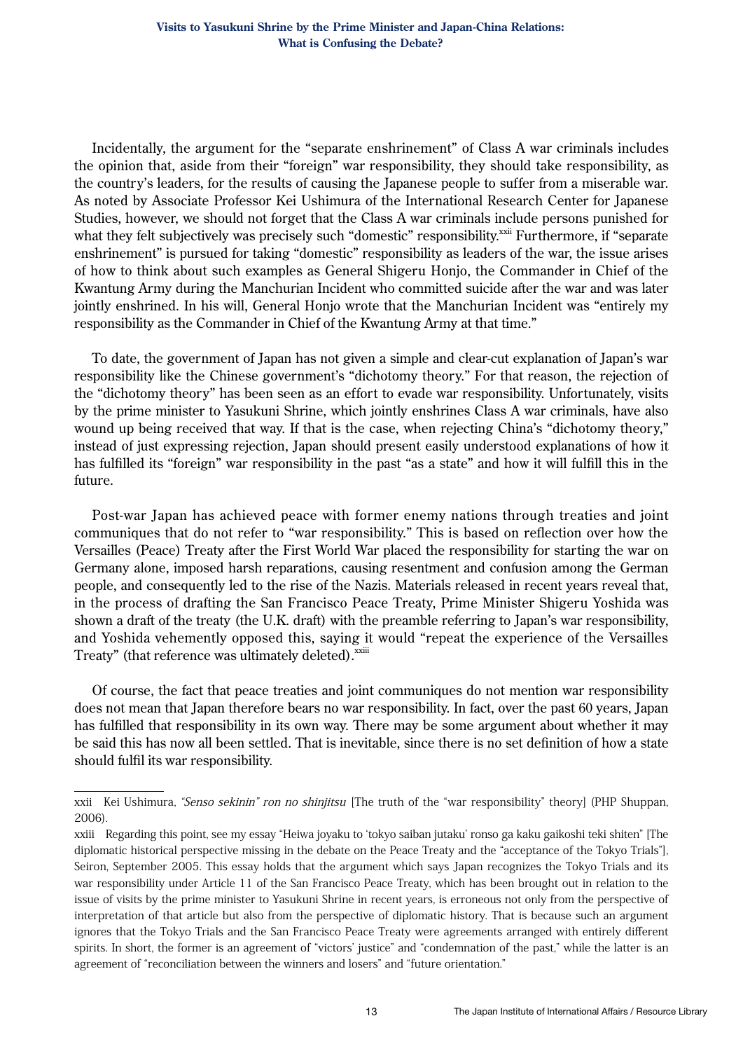Incidentally, the argument for the "separate enshrinement" of Class A war criminals includes the opinion that, aside from their "foreign" war responsibility, they should take responsibility, as the country's leaders, for the results of causing the Japanese people to suffer from a miserable war. As noted by Associate Professor Kei Ushimura of the International Research Center for Japanese Studies, however, we should not forget that the Class A war criminals include persons punished for what they felt subjectively was precisely such "domestic" responsibility.[xxii] Furthermore, if "separate enshrinement" is pursued for taking "domestic" responsibility as leaders of the war, the issue arises of how to think about such examples as General Shigeru Honjo, the Commander in Chief of the Kwantung Army during the Manchurian Incident who committed suicide after the war and was later jointly enshrined. In his will, General Honjo wrote that the Manchurian Incident was "entirely my responsibility as the Commander in Chief of the Kwantung Army at that time."

To date, the government of Japan has not given a simple and clear-cut explanation of Japan's war responsibility like the Chinese government's "dichotomy theory." For that reason, the rejection of the "dichotomy theory" has been seen as an effort to evade war responsibility. Unfortunately, visits by the prime minister to Yasukuni Shrine, which jointly enshrines Class A war criminals, have also wound up being received that way. If that is the case, when rejecting China's "dichotomy theory," instead of just expressing rejection, Japan should present easily understood explanations of how it has fulfilled its "foreign" war responsibility in the past "as a state" and how it will fulfill this in the future.

Post-war Japan has achieved peace with former enemy nations through treaties and joint communiques that do not refer to "war responsibility." This is based on reflection over how the Versailles (Peace) Treaty after the First World War placed the responsibility for starting the war on Germany alone, imposed harsh reparations, causing resentment and confusion among the German people, and consequently led to the rise of the Nazis. Materials released in recent years reveal that, in the process of drafting the San Francisco Peace Treaty, Prime Minister Shigeru Yoshida was shown a draft of the treaty (the U.K. draft) with the preamble referring to Japan's war responsibility, and Yoshida vehemently opposed this, saying it would "repeat the experience of the Versailles Treaty" (that reference was ultimately deleted).[xxiii]

Of course, the fact that peace treaties and joint communiques do not mention war responsibility does not mean that Japan therefore bears no war responsibility. In fact, over the past 60 years, Japan has fulfilled that responsibility in its own way. There may be some argument about whether it may be said this has now all been settled. That is inevitable, since there is no set definition of how a state should fulfil its war responsibility.

---

xxii Kei Ushimura, *"Senso sekinin" ron no shinjitsu* [The truth of the "war responsibility" theory] (PHP Shuppan, 2006).

xxiii Regarding this point, see my essay "Heiwa joyaku to 'tokyo saiban jutaku' ronso ga kaku gaikoshi teki shiten" [The diplomatic historical perspective missing in the debate on the Peace Treaty and the "acceptance of the Tokyo Trials"], Seiron, September 2005. This essay holds that the argument which says Japan recognizes the Tokyo Trials and its war responsibility under Article 11 of the San Francisco Peace Treaty, which has been brought out in relation to the issue of visits by the prime minister to Yasukuni Shrine in recent years, is erroneous not only from the perspective of interpretation of that article but also from the perspective of diplomatic history. That is because such an argument ignores that the Tokyo Trials and the San Francisco Peace Treaty were agreements arranged with entirely different spirits. In short, the former is an agreement of "victors' justice" and "condemnation of the past," while the latter is an agreement of "reconciliation between the winners and losers" and "future orientation."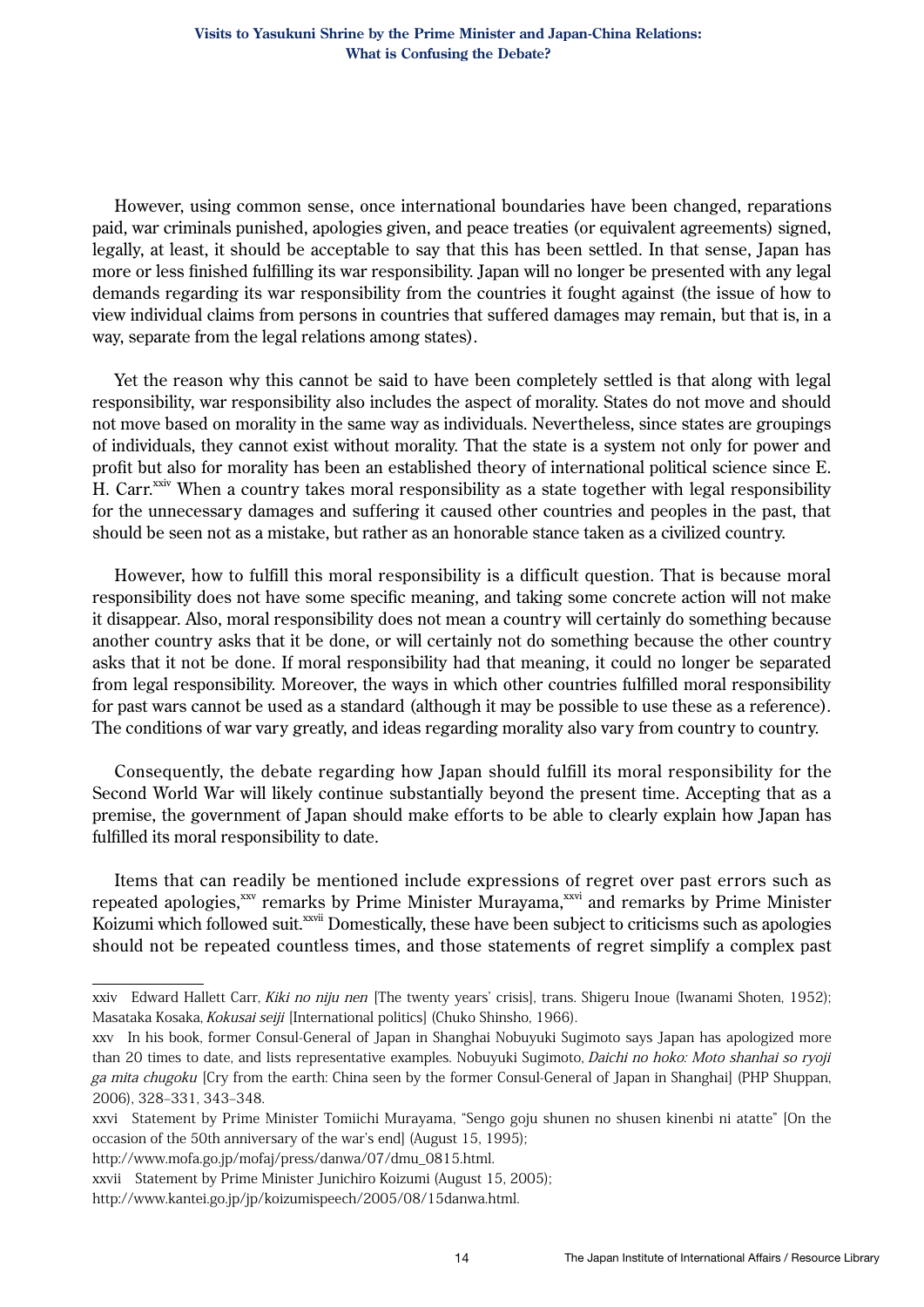However, using common sense, once international boundaries have been changed, reparations paid, war criminals punished, apologies given, and peace treaties (or equivalent agreements) signed, legally, at least, it should be acceptable to say that this has been settled. In that sense, Japan has more or less finished fulfilling its war responsibility. Japan will no longer be presented with any legal demands regarding its war responsibility from the countries it fought against (the issue of how to view individual claims from persons in countries that suffered damages may remain, but that is, in a way, separate from the legal relations among states).

Yet the reason why this cannot be said to have been completely settled is that along with legal responsibility, war responsibility also includes the aspect of morality. States do not move and should not move based on morality in the same way as individuals. Nevertheless, since states are groupings of individuals, they cannot exist without morality. That the state is a system not only for power and profit but also for morality has been an established theory of international political science since E. H. Carr.[xxiv] When a country takes moral responsibility as a state together with legal responsibility for the unnecessary damages and suffering it caused other countries and peoples in the past, that should be seen not as a mistake, but rather as an honorable stance taken as a civilized country.

However, how to fulfill this moral responsibility is a difficult question. That is because moral responsibility does not have some specific meaning, and taking some concrete action will not make it disappear. Also, moral responsibility does not mean a country will certainly do something because another country asks that it be done, or will certainly not do something because the other country asks that it not be done. If moral responsibility had that meaning, it could no longer be separated from legal responsibility. Moreover, the ways in which other countries fulfilled moral responsibility for past wars cannot be used as a standard (although it may be possible to use these as a reference). The conditions of war vary greatly, and ideas regarding morality also vary from country to country.

Consequently, the debate regarding how Japan should fulfill its moral responsibility for the Second World War will likely continue substantially beyond the present time. Accepting that as a premise, the government of Japan should make efforts to be able to clearly explain how Japan has fulfilled its moral responsibility to date.

Items that can readily be mentioned include expressions of regret over past errors such as repeated apologies,[xxv] remarks by Prime Minister Murayama,[xxvi] and remarks by Prime Minister Koizumi which followed suit.[xxvii] Domestically, these have been subject to criticisms such as apologies should not be repeated countless times, and those statements of regret simplify a complex past

---

xxiv Edward Hallett Carr, *Kiki no niju nen* [The twenty years' crisis], trans. Shigeru Inoue (Iwanami Shoten, 1952); Masataka Kosaka, *Kokusai seiji* [International politics] (Chuko Shinsho, 1966).

xxv In his book, former Consul-General of Japan in Shanghai Nobuyuki Sugimoto says Japan has apologized more than 20 times to date, and lists representative examples. Nobuyuki Sugimoto, *Daichi no hoko: Moto shanhai so ryoji ga mita chugoku* [Cry from the earth: China seen by the former Consul-General of Japan in Shanghai] (PHP Shuppan, 2006), 328–331, 343–348.

xxvi Statement by Prime Minister Tomiichi Murayama, "Sengo goju shunen no shusen kinenbi ni atatte" [On the occasion of the 50th anniversary of the war's end] (August 15, 1995); http://www.mofa.go.jp/mofaj/press/danwa/07/dmu_0815.html.

xxvii Statement by Prime Minister Junichiro Koizumi (August 15, 2005); http://www.kantei.go.jp/jp/koizumispeech/2005/08/15danwa.html.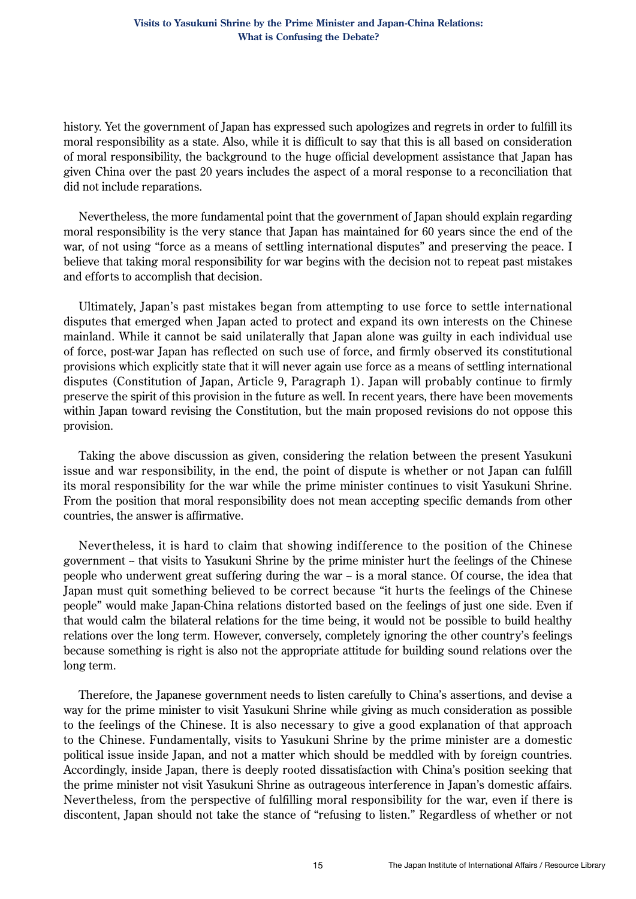history. Yet the government of Japan has expressed such apologizes and regrets in order to fulfill its moral responsibility as a state. Also, while it is difficult to say that this is all based on consideration of moral responsibility, the background to the huge official development assistance that Japan has given China over the past 20 years includes the aspect of a moral response to a reconciliation that did not include reparations.

Nevertheless, the more fundamental point that the government of Japan should explain regarding moral responsibility is the very stance that Japan has maintained for 60 years since the end of the war, of not using "force as a means of settling international disputes" and preserving the peace. I believe that taking moral responsibility for war begins with the decision not to repeat past mistakes and efforts to accomplish that decision.

Ultimately, Japan's past mistakes began from attempting to use force to settle international disputes that emerged when Japan acted to protect and expand its own interests on the Chinese mainland. While it cannot be said unilaterally that Japan alone was guilty in each individual use of force, post-war Japan has reflected on such use of force, and firmly observed its constitutional provisions which explicitly state that it will never again use force as a means of settling international disputes (Constitution of Japan, Article 9, Paragraph 1). Japan will probably continue to firmly preserve the spirit of this provision in the future as well. In recent years, there have been movements within Japan toward revising the Constitution, but the main proposed revisions do not oppose this provision.

Taking the above discussion as given, considering the relation between the present Yasukuni issue and war responsibility, in the end, the point of dispute is whether or not Japan can fulfill its moral responsibility for the war while the prime minister continues to visit Yasukuni Shrine. From the position that moral responsibility does not mean accepting specific demands from other countries, the answer is affirmative.

Nevertheless, it is hard to claim that showing indifference to the position of the Chinese government – that visits to Yasukuni Shrine by the prime minister hurt the feelings of the Chinese people who underwent great suffering during the war – is a moral stance. Of course, the idea that Japan must quit something believed to be correct because "it hurts the feelings of the Chinese people" would make Japan-China relations distorted based on the feelings of just one side. Even if that would calm the bilateral relations for the time being, it would not be possible to build healthy relations over the long term. However, conversely, completely ignoring the other country's feelings because something is right is also not the appropriate attitude for building sound relations over the long term.

Therefore, the Japanese government needs to listen carefully to China's assertions, and devise a way for the prime minister to visit Yasukuni Shrine while giving as much consideration as possible to the feelings of the Chinese. It is also necessary to give a good explanation of that approach to the Chinese. Fundamentally, visits to Yasukuni Shrine by the prime minister are a domestic political issue inside Japan, and not a matter which should be meddled with by foreign countries. Accordingly, inside Japan, there is deeply rooted dissatisfaction with China's position seeking that the prime minister not visit Yasukuni Shrine as outrageous interference in Japan's domestic affairs. Nevertheless, from the perspective of fulfilling moral responsibility for the war, even if there is discontent, Japan should not take the stance of "refusing to listen." Regardless of whether or not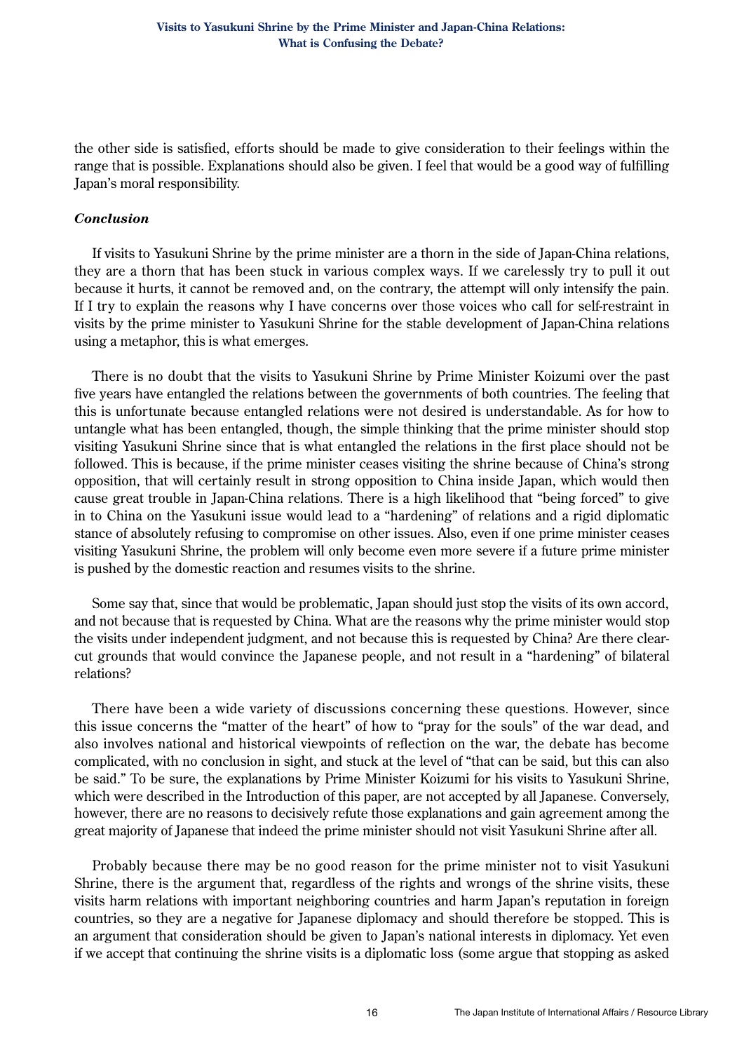the other side is satisfied, efforts should be made to give consideration to their feelings within the range that is possible. Explanations should also be given. I feel that would be a good way of fulfilling Japan's moral responsibility.

### *Conclusion*

If visits to Yasukuni Shrine by the prime minister are a thorn in the side of Japan-China relations, they are a thorn that has been stuck in various complex ways. If we carelessly try to pull it out because it hurts, it cannot be removed and, on the contrary, the attempt will only intensify the pain. If I try to explain the reasons why I have concerns over those voices who call for self-restraint in visits by the prime minister to Yasukuni Shrine for the stable development of Japan-China relations using a metaphor, this is what emerges.

There is no doubt that the visits to Yasukuni Shrine by Prime Minister Koizumi over the past five years have entangled the relations between the governments of both countries. The feeling that this is unfortunate because entangled relations were not desired is understandable. As for how to untangle what has been entangled, though, the simple thinking that the prime minister should stop visiting Yasukuni Shrine since that is what entangled the relations in the first place should not be followed. This is because, if the prime minister ceases visiting the shrine because of China's strong opposition, that will certainly result in strong opposition to China inside Japan, which would then cause great trouble in Japan-China relations. There is a high likelihood that "being forced" to give in to China on the Yasukuni issue would lead to a "hardening" of relations and a rigid diplomatic stance of absolutely refusing to compromise on other issues. Also, even if one prime minister ceases visiting Yasukuni Shrine, the problem will only become even more severe if a future prime minister is pushed by the domestic reaction and resumes visits to the shrine.

Some say that, since that would be problematic, Japan should just stop the visits of its own accord, and not because that is requested by China. What are the reasons why the prime minister would stop the visits under independent judgment, and not because this is requested by China? Are there clear-cut grounds that would convince the Japanese people, and not result in a "hardening" of bilateral relations?

There have been a wide variety of discussions concerning these questions. However, since this issue concerns the "matter of the heart" of how to "pray for the souls" of the war dead, and also involves national and historical viewpoints of reflection on the war, the debate has become complicated, with no conclusion in sight, and stuck at the level of "that can be said, but this can also be said." To be sure, the explanations by Prime Minister Koizumi for his visits to Yasukuni Shrine, which were described in the Introduction of this paper, are not accepted by all Japanese. Conversely, however, there are no reasons to decisively refute those explanations and gain agreement among the great majority of Japanese that indeed the prime minister should not visit Yasukuni Shrine after all.

Probably because there may be no good reason for the prime minister not to visit Yasukuni Shrine, there is the argument that, regardless of the rights and wrongs of the shrine visits, these visits harm relations with important neighboring countries and harm Japan's reputation in foreign countries, so they are a negative for Japanese diplomacy and should therefore be stopped. This is an argument that consideration should be given to Japan's national interests in diplomacy. Yet even if we accept that continuing the shrine visits is a diplomatic loss (some argue that stopping as asked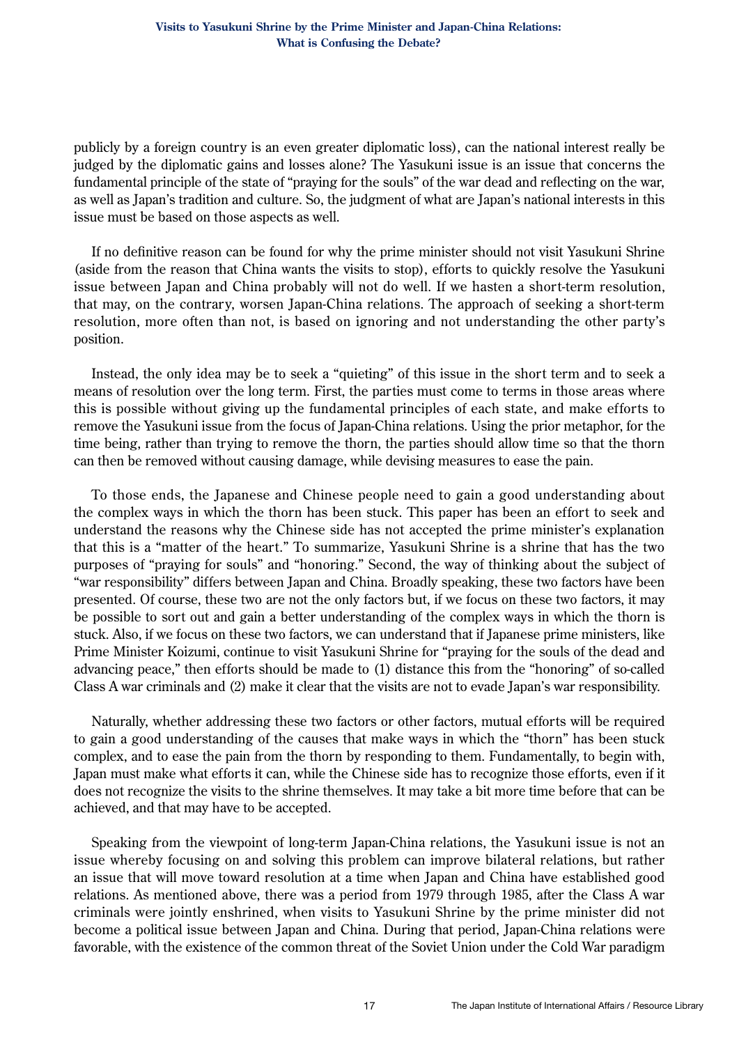publicly by a foreign country is an even greater diplomatic loss), can the national interest really be judged by the diplomatic gains and losses alone? The Yasukuni issue is an issue that concerns the fundamental principle of the state of "praying for the souls" of the war dead and reflecting on the war, as well as Japan's tradition and culture. So, the judgment of what are Japan's national interests in this issue must be based on those aspects as well.

If no definitive reason can be found for why the prime minister should not visit Yasukuni Shrine (aside from the reason that China wants the visits to stop), efforts to quickly resolve the Yasukuni issue between Japan and China probably will not do well. If we hasten a short-term resolution, that may, on the contrary, worsen Japan-China relations. The approach of seeking a short-term resolution, more often than not, is based on ignoring and not understanding the other party's position.

Instead, the only idea may be to seek a "quieting" of this issue in the short term and to seek a means of resolution over the long term. First, the parties must come to terms in those areas where this is possible without giving up the fundamental principles of each state, and make efforts to remove the Yasukuni issue from the focus of Japan-China relations. Using the prior metaphor, for the time being, rather than trying to remove the thorn, the parties should allow time so that the thorn can then be removed without causing damage, while devising measures to ease the pain.

To those ends, the Japanese and Chinese people need to gain a good understanding about the complex ways in which the thorn has been stuck. This paper has been an effort to seek and understand the reasons why the Chinese side has not accepted the prime minister's explanation that this is a "matter of the heart." To summarize, Yasukuni Shrine is a shrine that has the two purposes of "praying for souls" and "honoring." Second, the way of thinking about the subject of "war responsibility" differs between Japan and China. Broadly speaking, these two factors have been presented. Of course, these two are not the only factors but, if we focus on these two factors, it may be possible to sort out and gain a better understanding of the complex ways in which the thorn is stuck. Also, if we focus on these two factors, we can understand that if Japanese prime ministers, like Prime Minister Koizumi, continue to visit Yasukuni Shrine for "praying for the souls of the dead and advancing peace," then efforts should be made to (1) distance this from the "honoring" of so-called Class A war criminals and (2) make it clear that the visits are not to evade Japan's war responsibility.

Naturally, whether addressing these two factors or other factors, mutual efforts will be required to gain a good understanding of the causes that make ways in which the "thorn" has been stuck complex, and to ease the pain from the thorn by responding to them. Fundamentally, to begin with, Japan must make what efforts it can, while the Chinese side has to recognize those efforts, even if it does not recognize the visits to the shrine themselves. It may take a bit more time before that can be achieved, and that may have to be accepted.

Speaking from the viewpoint of long-term Japan-China relations, the Yasukuni issue is not an issue whereby focusing on and solving this problem can improve bilateral relations, but rather an issue that will move toward resolution at a time when Japan and China have established good relations. As mentioned above, there was a period from 1979 through 1985, after the Class A war criminals were jointly enshrined, when visits to Yasukuni Shrine by the prime minister did not become a political issue between Japan and China. During that period, Japan-China relations were favorable, with the existence of the common threat of the Soviet Union under the Cold War paradigm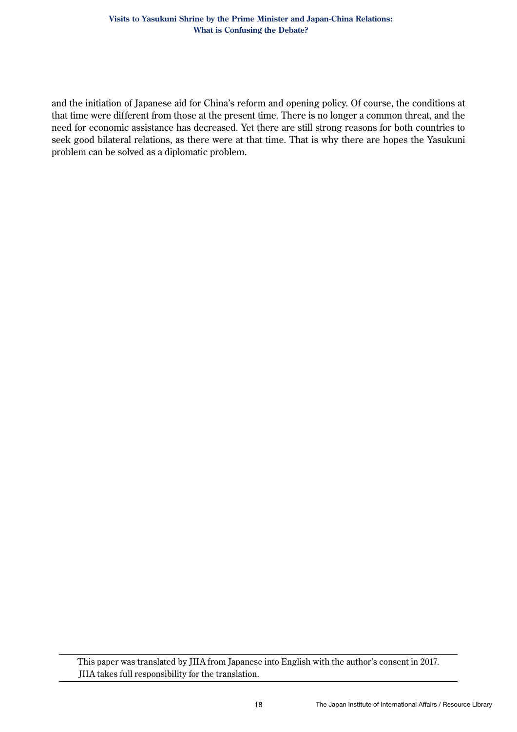and the initiation of Japanese aid for China's reform and opening policy. Of course, the conditions at that time were different from those at the present time. There is no longer a common threat, and the need for economic assistance has decreased. Yet there are still strong reasons for both countries to seek good bilateral relations, as there were at that time. That is why there are hopes the Yasukuni problem can be solved as a diplomatic problem.

---

This paper was translated by JIIA from Japanese into English with the author's consent in 2017. JIIA takes full responsibility for the translation.